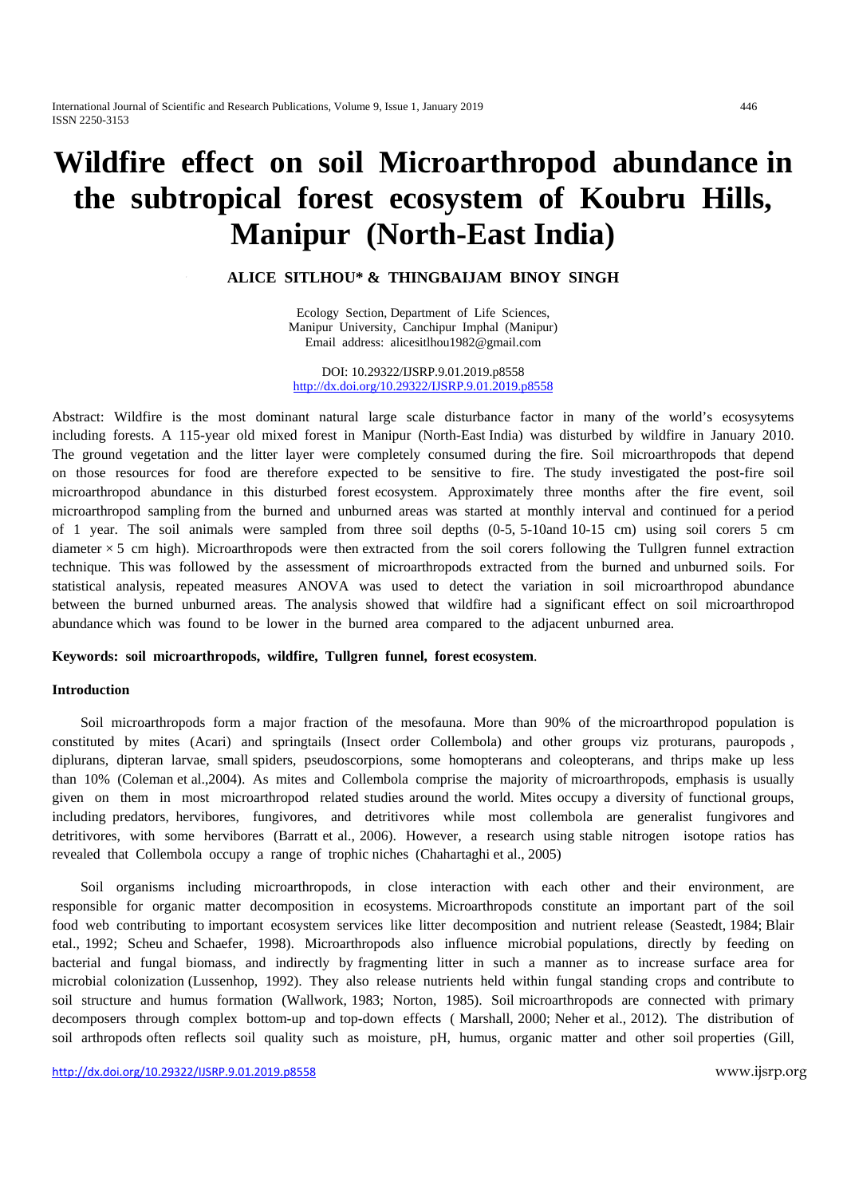# Wildfire effect on soil Microarthropod abundance in the subtropical forest ecosystem of Koubru Hills, Manipur (North-East India)

**ALICE SITLHOU* & THINGBAIJAM BINOY SINGH**

Ecology Section, Department of Life Sciences,
Manipur University, Canchipur Imphal (Manipur)
Email address: alicesitlhou1982@gmail.com

DOI: 10.29322/IJSRP.9.01.2019.p8558
http://dx.doi.org/10.29322/IJSRP.9.01.2019.p8558

Abstract: Wildfire is the most dominant natural large scale disturbance factor in many of the world's ecosysytems including forests. A 115-year old mixed forest in Manipur (North-East India) was disturbed by wildfire in January 2010. The ground vegetation and the litter layer were completely consumed during the fire. Soil microarthropods that depend on those resources for food are therefore expected to be sensitive to fire. The study investigated the post-fire soil microarthropod abundance in this disturbed forest ecosystem. Approximately three months after the fire event, soil microarthropod sampling from the burned and unburned areas was started at monthly interval and continued for a period of 1 year. The soil animals were sampled from three soil depths (0-5, 5-10and 10-15 cm) using soil corers 5 cm diameter × 5 cm high). Microarthropods were then extracted from the soil corers following the Tullgren funnel extraction technique. This was followed by the assessment of microarthropods extracted from the burned and unburned soils. For statistical analysis, repeated measures ANOVA was used to detect the variation in soil microarthropod abundance between the burned unburned areas. The analysis showed that wildfire had a significant effect on soil microarthropod abundance which was found to be lower in the burned area compared to the adjacent unburned area.

**Keywords: soil microarthropods, wildfire, Tullgren funnel, forest ecosystem**.

## Introduction

Soil microarthropods form a major fraction of the mesofauna. More than 90% of the microarthropod population is constituted by mites (Acari) and springtails (Insect order Collembola) and other groups viz proturans, pauropods , diplurans, dipteran larvae, small spiders, pseudoscorpions, some homopterans and coleopterans, and thrips make up less than 10% (Coleman et al.,2004). As mites and Collembola comprise the majority of microarthropods, emphasis is usually given on them in most microarthropod related studies around the world. Mites occupy a diversity of functional groups, including predators, hervibores, fungivores, and detritivores while most collembola are generalist fungivores and detritivores, with some hervibores (Barratt et al., 2006). However, a research using stable nitrogen isotope ratios has revealed that Collembola occupy a range of trophic niches (Chahartaghi et al., 2005)

Soil organisms including microarthropods, in close interaction with each other and their environment, are responsible for organic matter decomposition in ecosystems. Microarthropods constitute an important part of the soil food web contributing to important ecosystem services like litter decomposition and nutrient release (Seastedt, 1984; Blair etal., 1992; Scheu and Schaefer, 1998). Microarthropods also influence microbial populations, directly by feeding on bacterial and fungal biomass, and indirectly by fragmenting litter in such a manner as to increase surface area for microbial colonization (Lussenhop, 1992). They also release nutrients held within fungal standing crops and contribute to soil structure and humus formation (Wallwork, 1983; Norton, 1985). Soil microarthropods are connected with primary decomposers through complex bottom-up and top-down effects ( Marshall, 2000; Neher et al., 2012). The distribution of soil arthropods often reflects soil quality such as moisture, pH, humus, organic matter and other soil properties (Gill,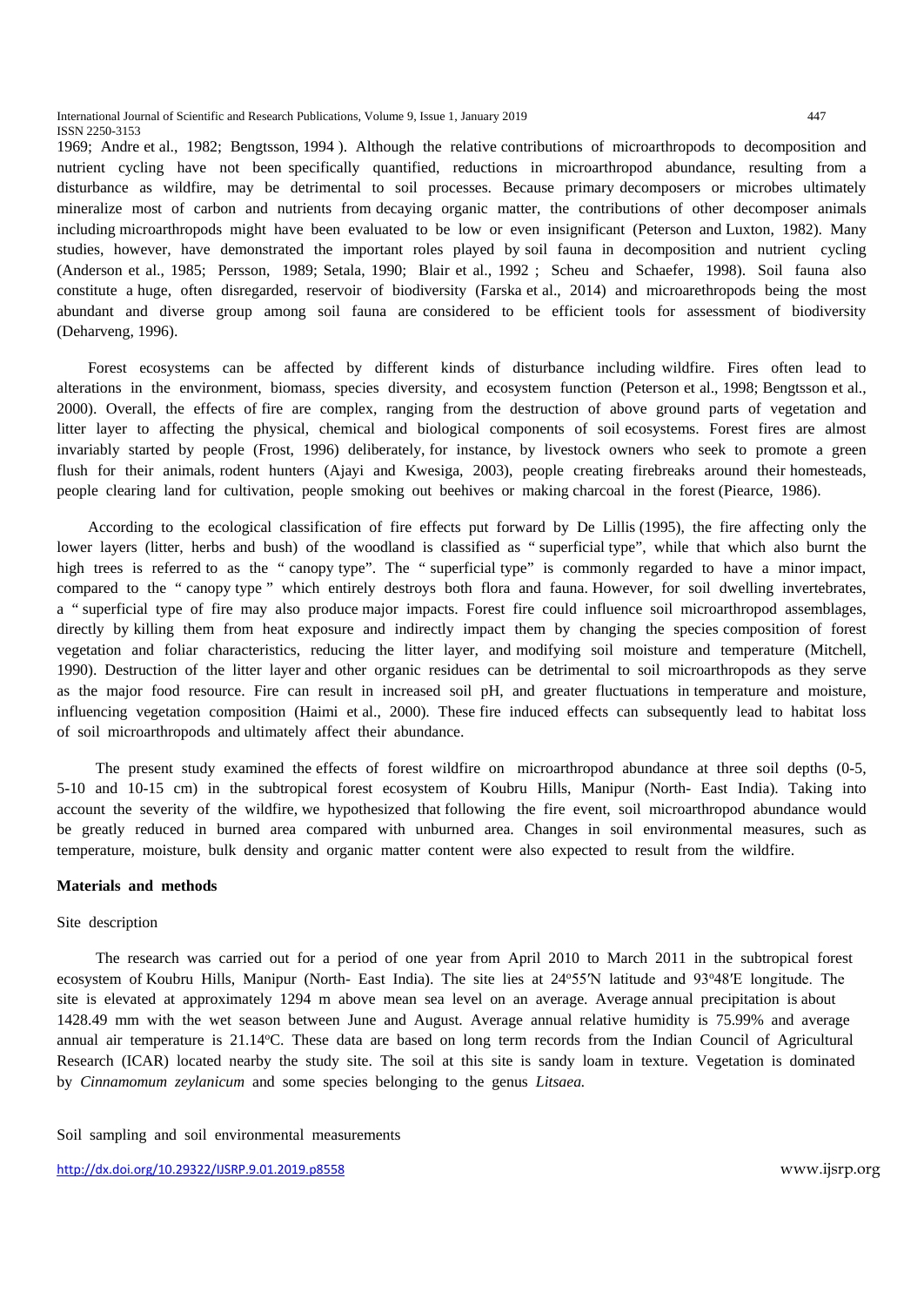1969; Andre et al., 1982; Bengtsson, 1994 ). Although the relative contributions of microarthropods to decomposition and nutrient cycling have not been specifically quantified, reductions in microarthropod abundance, resulting from a disturbance as wildfire, may be detrimental to soil processes. Because primary decomposers or microbes ultimately mineralize most of carbon and nutrients from decaying organic matter, the contributions of other decomposer animals including microarthropods might have been evaluated to be low or even insignificant (Peterson and Luxton, 1982). Many studies, however, have demonstrated the important roles played by soil fauna in decomposition and nutrient cycling (Anderson et al., 1985; Persson, 1989; Setala, 1990; Blair et al., 1992 ; Scheu and Schaefer, 1998). Soil fauna also constitute a huge, often disregarded, reservoir of biodiversity (Farska et al., 2014) and microarethropods being the most abundant and diverse group among soil fauna are considered to be efficient tools for assessment of biodiversity (Deharveng, 1996).

Forest ecosystems can be affected by different kinds of disturbance including wildfire. Fires often lead to alterations in the environment, biomass, species diversity, and ecosystem function (Peterson et al., 1998; Bengtsson et al., 2000). Overall, the effects of fire are complex, ranging from the destruction of above ground parts of vegetation and litter layer to affecting the physical, chemical and biological components of soil ecosystems. Forest fires are almost invariably started by people (Frost, 1996) deliberately, for instance, by livestock owners who seek to promote a green flush for their animals, rodent hunters (Ajayi and Kwesiga, 2003), people creating firebreaks around their homesteads, people clearing land for cultivation, people smoking out beehives or making charcoal in the forest (Piearce, 1986).

According to the ecological classification of fire effects put forward by De Lillis (1995), the fire affecting only the lower layers (litter, herbs and bush) of the woodland is classified as " superficial type", while that which also burnt the high trees is referred to as the " canopy type". The " superficial type" is commonly regarded to have a minor impact, compared to the " canopy type " which entirely destroys both flora and fauna. However, for soil dwelling invertebrates, a " superficial type of fire may also produce major impacts. Forest fire could influence soil microarthropod assemblages, directly by killing them from heat exposure and indirectly impact them by changing the species composition of forest vegetation and foliar characteristics, reducing the litter layer, and modifying soil moisture and temperature (Mitchell, 1990). Destruction of the litter layer and other organic residues can be detrimental to soil microarthropods as they serve as the major food resource. Fire can result in increased soil pH, and greater fluctuations in temperature and moisture, influencing vegetation composition (Haimi et al., 2000). These fire induced effects can subsequently lead to habitat loss of soil microarthropods and ultimately affect their abundance.

The present study examined the effects of forest wildfire on microarthropod abundance at three soil depths (0-5, 5-10 and 10-15 cm) in the subtropical forest ecosystem of Koubru Hills, Manipur (North- East India). Taking into account the severity of the wildfire, we hypothesized that following the fire event, soil microarthropod abundance would be greatly reduced in burned area compared with unburned area. Changes in soil environmental measures, such as temperature, moisture, bulk density and organic matter content were also expected to result from the wildfire.

## Materials and methods

### Site description

The research was carried out for a period of one year from April 2010 to March 2011 in the subtropical forest ecosystem of Koubru Hills, Manipur (North- East India). The site lies at 24°55′N latitude and 93°48′E longitude. The site is elevated at approximately 1294 m above mean sea level on an average. Average annual precipitation is about 1428.49 mm with the wet season between June and August. Average annual relative humidity is 75.99% and average annual air temperature is 21.14°C. These data are based on long term records from the Indian Council of Agricultural Research (ICAR) located nearby the study site. The soil at this site is sandy loam in texture. Vegetation is dominated by *Cinnamomum zeylanicum* and some species belonging to the genus *Litsaea.*

### Soil sampling and soil environmental measurements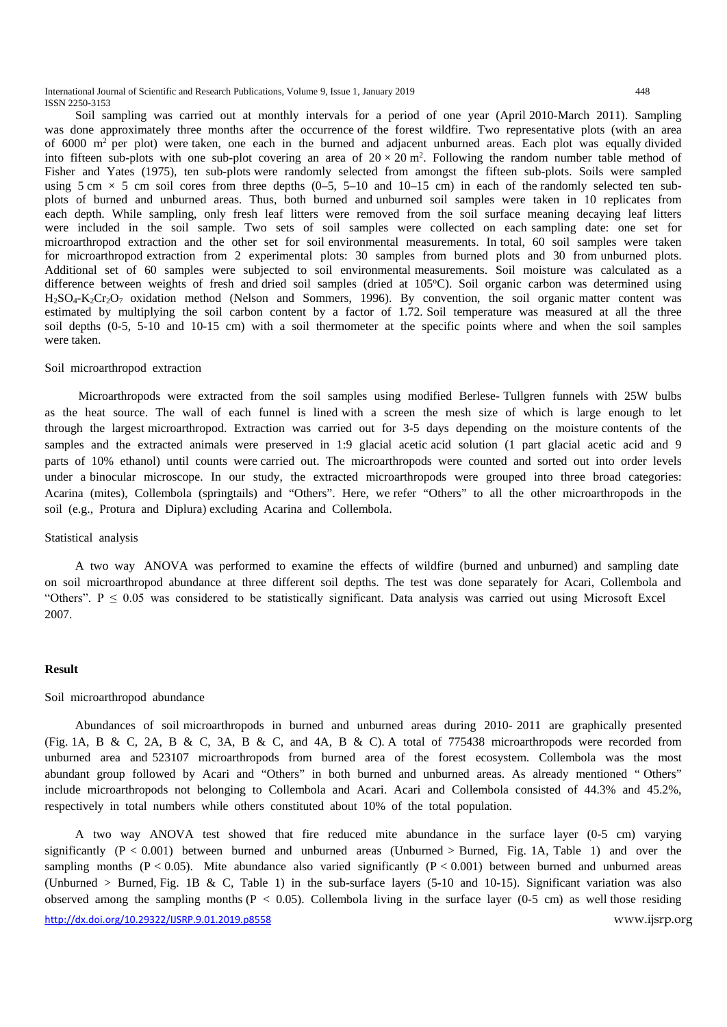Soil sampling was carried out at monthly intervals for a period of one year (April 2010-March 2011). Sampling was done approximately three months after the occurrence of the forest wildfire. Two representative plots (with an area of 6000 $m^2$ per plot) were taken, one each in the burned and adjacent unburned areas. Each plot was equally divided into fifteen sub-plots with one sub-plot covering an area of $20 \times 20$ $m^2$. Following the random number table method of Fisher and Yates (1975), ten sub-plots were randomly selected from amongst the fifteen sub-plots. Soils were sampled using 5 cm $\times$ 5 cm soil cores from three depths (0–5, 5–10 and 10–15 cm) in each of the randomly selected ten sub-plots of burned and unburned areas. Thus, both burned and unburned soil samples were taken in 10 replicates from each depth. While sampling, only fresh leaf litters were removed from the soil surface meaning decaying leaf litters were included in the soil sample. Two sets of soil samples were collected on each sampling date: one set for microarthropod extraction and the other set for soil environmental measurements. In total, 60 soil samples were taken for microarthropod extraction from 2 experimental plots: 30 samples from burned plots and 30 from unburned plots. Additional set of 60 samples were subjected to soil environmental measurements. Soil moisture was calculated as a difference between weights of fresh and dried soil samples (dried at 105°C). Soil organic carbon was determined using $H_2SO_4$-$K_2Cr_2O_7$ oxidation method (Nelson and Sommers, 1996). By convention, the soil organic matter content was estimated by multiplying the soil carbon content by a factor of 1.72. Soil temperature was measured at all the three soil depths (0-5, 5-10 and 10-15 cm) with a soil thermometer at the specific points where and when the soil samples were taken.

### Soil microarthropod extraction

Microarthropods were extracted from the soil samples using modified Berlese- Tullgren funnels with 25W bulbs as the heat source. The wall of each funnel is lined with a screen the mesh size of which is large enough to let through the largest microarthropod. Extraction was carried out for 3-5 days depending on the moisture contents of the samples and the extracted animals were preserved in 1:9 glacial acetic acid solution (1 part glacial acetic acid and 9 parts of 10% ethanol) until counts were carried out. The microarthropods were counted and sorted out into order levels under a binocular microscope. In our study, the extracted microarthropods were grouped into three broad categories: Acarina (mites), Collembola (springtails) and "Others". Here, we refer "Others" to all the other microarthropods in the soil (e.g., Protura and Diplura) excluding Acarina and Collembola.

### Statistical analysis

A two way ANOVA was performed to examine the effects of wildfire (burned and unburned) and sampling date on soil microarthropod abundance at three different soil depths. The test was done separately for Acari, Collembola and "Others". $P \leq 0.05$ was considered to be statistically significant. Data analysis was carried out using Microsoft Excel 2007.

## Result

### Soil microarthropod abundance

Abundances of soil microarthropods in burned and unburned areas during 2010- 2011 are graphically presented (Fig. 1A, B & C, 2A, B & C, 3A, B & C, and 4A, B & C). A total of 775438 microarthropods were recorded from unburned area and 523107 microarthropods from burned area of the forest ecosystem. Collembola was the most abundant group followed by Acari and "Others" in both burned and unburned areas. As already mentioned " Others" include microarthropods not belonging to Collembola and Acari. Acari and Collembola consisted of 44.3% and 45.2%, respectively in total numbers while others constituted about 10% of the total population.

A two way ANOVA test showed that fire reduced mite abundance in the surface layer (0-5 cm) varying significantly ($P < 0.001$) between burned and unburned areas (Unburned > Burned, Fig. 1A, Table 1) and over the sampling months ($P < 0.05$). Mite abundance also varied significantly ($P < 0.001$) between burned and unburned areas (Unburned > Burned, Fig. 1B & C, Table 1) in the sub-surface layers (5-10 and 10-15). Significant variation was also observed among the sampling months ($P < 0.05$). Collembola living in the surface layer (0-5 cm) as well those residing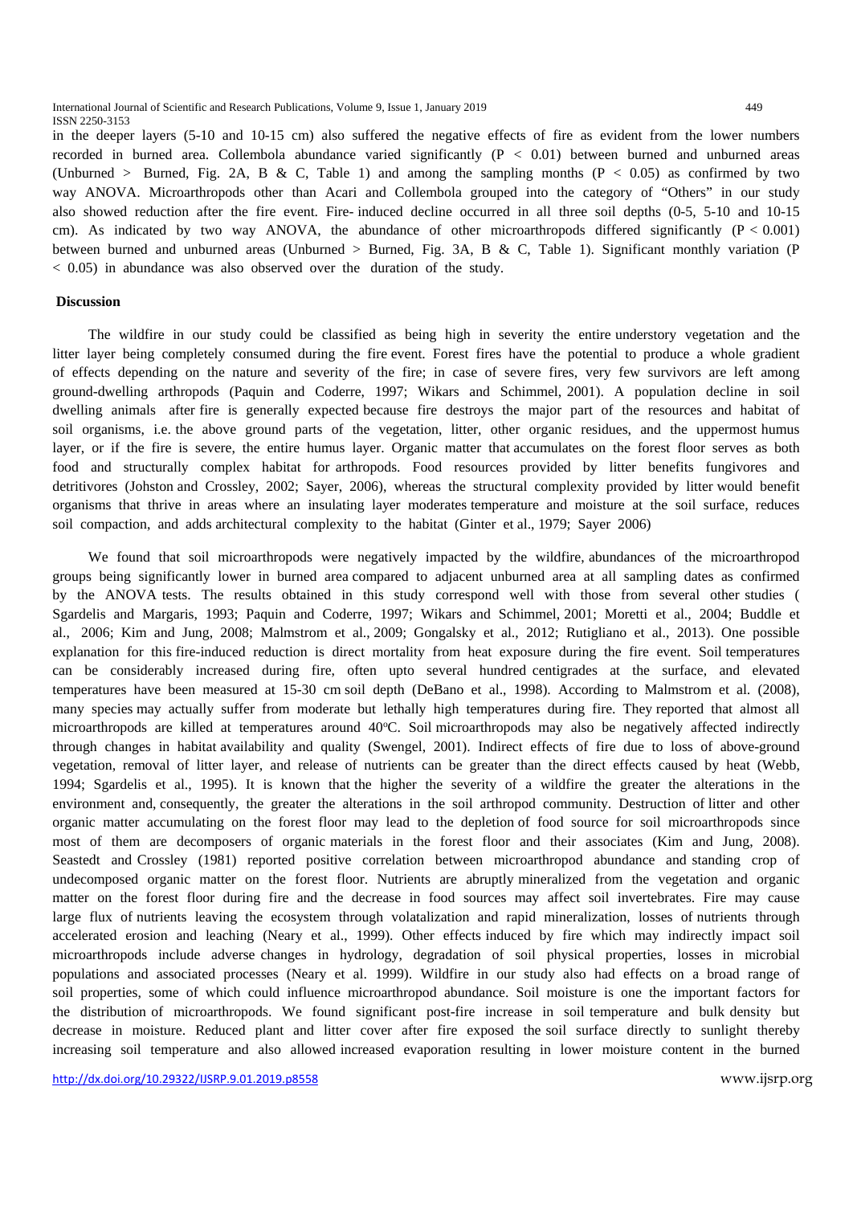in the deeper layers (5-10 and 10-15 cm) also suffered the negative effects of fire as evident from the lower numbers recorded in burned area. Collembola abundance varied significantly ($P < 0.01$) between burned and unburned areas (Unburned > Burned, Fig. 2A, B & C, Table 1) and among the sampling months ($P < 0.05$) as confirmed by two way ANOVA. Microarthropods other than Acari and Collembola grouped into the category of "Others" in our study also showed reduction after the fire event. Fire- induced decline occurred in all three soil depths (0-5, 5-10 and 10-15 cm). As indicated by two way ANOVA, the abundance of other microarthropods differed significantly ($P < 0.001$) between burned and unburned areas (Unburned > Burned, Fig. 3A, B & C, Table 1). Significant monthly variation ($P < 0.05$) in abundance was also observed over the duration of the study.

## Discussion

The wildfire in our study could be classified as being high in severity the entire understory vegetation and the litter layer being completely consumed during the fire event. Forest fires have the potential to produce a whole gradient of effects depending on the nature and severity of the fire; in case of severe fires, very few survivors are left among ground-dwelling arthropods (Paquin and Coderre, 1997; Wikars and Schimmel, 2001). A population decline in soil dwelling animals after fire is generally expected because fire destroys the major part of the resources and habitat of soil organisms, i.e. the above ground parts of the vegetation, litter, other organic residues, and the uppermost humus layer, or if the fire is severe, the entire humus layer. Organic matter that accumulates on the forest floor serves as both food and structurally complex habitat for arthropods. Food resources provided by litter benefits fungivores and detritivores (Johston and Crossley, 2002; Sayer, 2006), whereas the structural complexity provided by litter would benefit organisms that thrive in areas where an insulating layer moderates temperature and moisture at the soil surface, reduces soil compaction, and adds architectural complexity to the habitat (Ginter et al., 1979; Sayer 2006)

We found that soil microarthropods were negatively impacted by the wildfire, abundances of the microarthropod groups being significantly lower in burned area compared to adjacent unburned area at all sampling dates as confirmed by the ANOVA tests. The results obtained in this study correspond well with those from several other studies ( Sgardelis and Margaris, 1993; Paquin and Coderre, 1997; Wikars and Schimmel, 2001; Moretti et al., 2004; Buddle et al., 2006; Kim and Jung, 2008; Malmstrom et al., 2009; Gongalsky et al., 2012; Rutigliano et al., 2013). One possible explanation for this fire-induced reduction is direct mortality from heat exposure during the fire event. Soil temperatures can be considerably increased during fire, often upto several hundred centigrades at the surface, and elevated temperatures have been measured at 15-30 cm soil depth (DeBano et al., 1998). According to Malmstrom et al. (2008), many species may actually suffer from moderate but lethally high temperatures during fire. They reported that almost all microarthropods are killed at temperatures around 40°C. Soil microarthropods may also be negatively affected indirectly through changes in habitat availability and quality (Swengel, 2001). Indirect effects of fire due to loss of above-ground vegetation, removal of litter layer, and release of nutrients can be greater than the direct effects caused by heat (Webb, 1994; Sgardelis et al., 1995). It is known that the higher the severity of a wildfire the greater the alterations in the environment and, consequently, the greater the alterations in the soil arthropod community. Destruction of litter and other organic matter accumulating on the forest floor may lead to the depletion of food source for soil microarthropods since most of them are decomposers of organic materials in the forest floor and their associates (Kim and Jung, 2008). Seastedt and Crossley (1981) reported positive correlation between microarthropod abundance and standing crop of undecomposed organic matter on the forest floor. Nutrients are abruptly mineralized from the vegetation and organic matter on the forest floor during fire and the decrease in food sources may affect soil invertebrates. Fire may cause large flux of nutrients leaving the ecosystem through volatalization and rapid mineralization, losses of nutrients through accelerated erosion and leaching (Neary et al., 1999). Other effects induced by fire which may indirectly impact soil microarthropods include adverse changes in hydrology, degradation of soil physical properties, losses in microbial populations and associated processes (Neary et al. 1999). Wildfire in our study also had effects on a broad range of soil properties, some of which could influence microarthropod abundance. Soil moisture is one the important factors for the distribution of microarthropods. We found significant post-fire increase in soil temperature and bulk density but decrease in moisture. Reduced plant and litter cover after fire exposed the soil surface directly to sunlight thereby increasing soil temperature and also allowed increased evaporation resulting in lower moisture content in the burned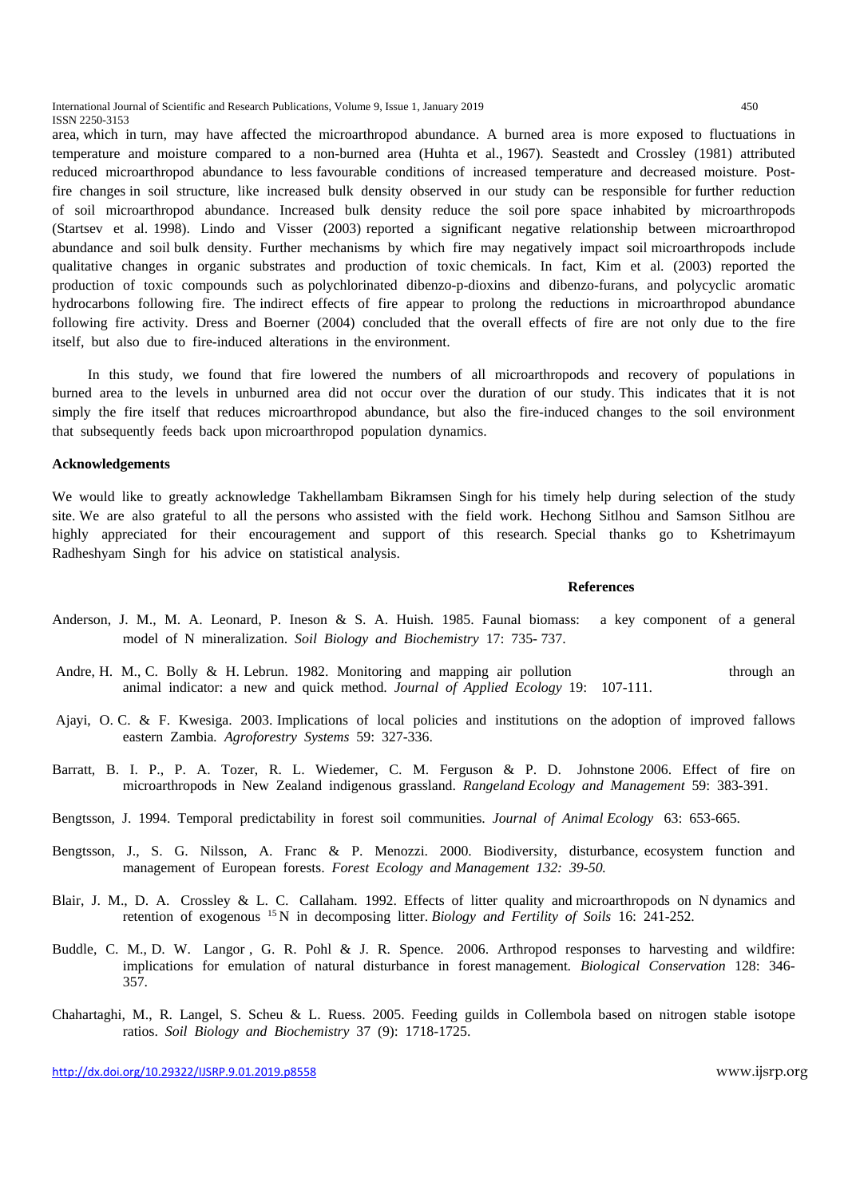area, which in turn, may have affected the microarthropod abundance. A burned area is more exposed to fluctuations in temperature and moisture compared to a non-burned area (Huhta et al., 1967). Seastedt and Crossley (1981) attributed reduced microarthropod abundance to less favourable conditions of increased temperature and decreased moisture. Post-fire changes in soil structure, like increased bulk density observed in our study can be responsible for further reduction of soil microarthropod abundance. Increased bulk density reduce the soil pore space inhabited by microarthropods (Startsev et al. 1998). Lindo and Visser (2003) reported a significant negative relationship between microarthropod abundance and soil bulk density. Further mechanisms by which fire may negatively impact soil microarthropods include qualitative changes in organic substrates and production of toxic chemicals. In fact, Kim et al. (2003) reported the production of toxic compounds such as polychlorinated dibenzo-p-dioxins and dibenzo-furans, and polycyclic aromatic hydrocarbons following fire. The indirect effects of fire appear to prolong the reductions in microarthropod abundance following fire activity. Dress and Boerner (2004) concluded that the overall effects of fire are not only due to the fire itself, but also due to fire-induced alterations in the environment.

In this study, we found that fire lowered the numbers of all microarthropods and recovery of populations in burned area to the levels in unburned area did not occur over the duration of our study. This indicates that it is not simply the fire itself that reduces microarthropod abundance, but also the fire-induced changes to the soil environment that subsequently feeds back upon microarthropod population dynamics.

## Acknowledgements

We would like to greatly acknowledge Takhellambam Bikramsen Singh for his timely help during selection of the study site. We are also grateful to all the persons who assisted with the field work. Hechong Sitlhou and Samson Sitlhou are highly appreciated for their encouragement and support of this research. Special thanks go to Kshetrimayum Radheshyam Singh for his advice on statistical analysis.

## References

Anderson, J. M., M. A. Leonard, P. Ineson & S. A. Huish. 1985. Faunal biomass: a key component of a general model of N mineralization. *Soil Biology and Biochemistry* 17: 735- 737.

Andre, H. M., C. Bolly & H. Lebrun. 1982. Monitoring and mapping air pollution through an animal indicator: a new and quick method. *Journal of Applied Ecology* 19: 107-111.

Ajayi, O. C. & F. Kwesiga. 2003. Implications of local policies and institutions on the adoption of improved fallows eastern Zambia. *Agroforestry Systems* 59: 327-336.

Barratt, B. I. P., P. A. Tozer, R. L. Wiedemer, C. M. Ferguson & P. D. Johnstone 2006. Effect of fire on microarthropods in New Zealand indigenous grassland. *Rangeland Ecology and Management* 59: 383-391.

Bengtsson, J. 1994. Temporal predictability in forest soil communities. *Journal of Animal Ecology* 63: 653-665.

Bengtsson, J., S. G. Nilsson, A. Franc & P. Menozzi. 2000. Biodiversity, disturbance, ecosystem function and management of European forests. *Forest Ecology and Management 132: 39-50.*

Blair, J. M., D. A. Crossley & L. C. Callaham. 1992. Effects of litter quality and microarthropods on N dynamics and retention of exogenous $^{15}N$ in decomposing litter. *Biology and Fertility of Soils* 16: 241-252.

Buddle, C. M., D. W. Langor, G. R. Pohl & J. R. Spence. 2006. Arthropod responses to harvesting and wildfire: implications for emulation of natural disturbance in forest management. *Biological Conservation* 128: 346-357.

Chahartaghi, M., R. Langel, S. Scheu & L. Ruess. 2005. Feeding guilds in Collembola based on nitrogen stable isotope ratios. *Soil Biology and Biochemistry* 37 (9): 1718-1725.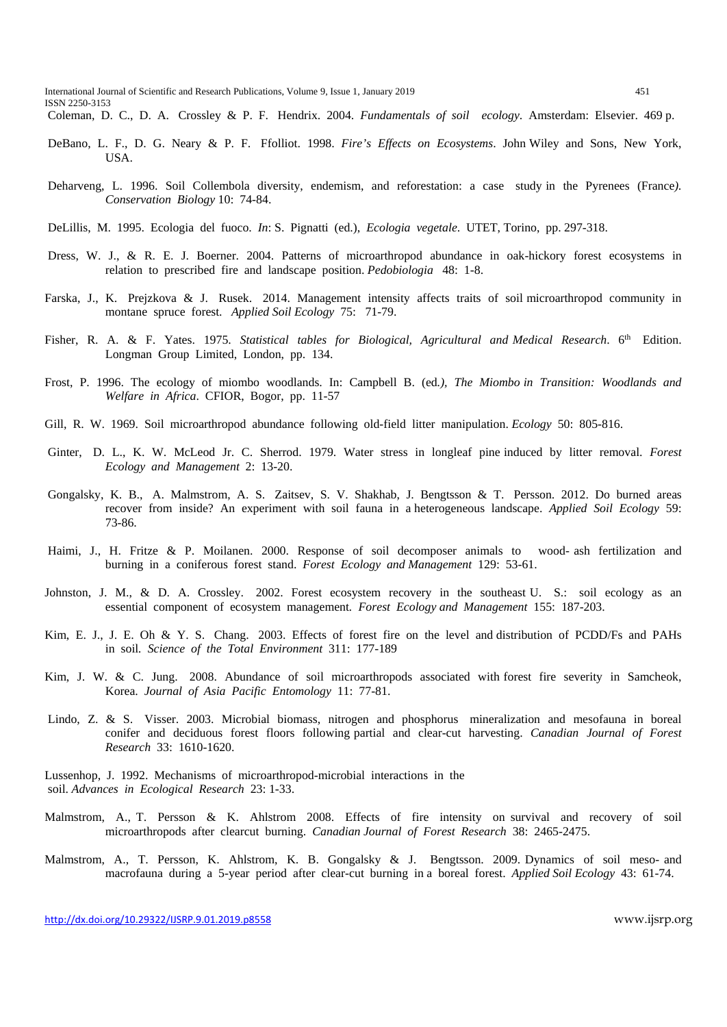Coleman, D. C., D. A. Crossley & P. F. Hendrix. 2004. *Fundamentals of soil ecology*. Amsterdam: Elsevier. 469 p.

DeBano, L. F., D. G. Neary & P. F. Ffolliot. 1998. *Fire's Effects on Ecosystems*. John Wiley and Sons, New York, USA.

Deharveng, L. 1996. Soil Collembola diversity, endemism, and reforestation: a case study in the Pyrenees (France). *Conservation Biology* 10: 74-84.

DeLillis, M. 1995. Ecologia del fuoco. *In*: S. Pignatti (ed.), *Ecologia vegetale*. UTET, Torino, pp. 297-318.

Dress, W. J., & R. E. J. Boerner. 2004. Patterns of microarthropod abundance in oak-hickory forest ecosystems in relation to prescribed fire and landscape position. *Pedobiologia* 48: 1-8.

Farska, J., K. Prejzkova & J. Rusek. 2014. Management intensity affects traits of soil microarthropod community in montane spruce forest. *Applied Soil Ecology* 75: 71-79.

Fisher, R. A. & F. Yates. 1975. *Statistical tables for Biological, Agricultural and Medical Research*. 6th Edition. Longman Group Limited, London, pp. 134.

Frost, P. 1996. The ecology of miombo woodlands. In: Campbell B. (ed.), *The Miombo in Transition: Woodlands and Welfare in Africa*. CFIOR, Bogor, pp. 11-57

Gill, R. W. 1969. Soil microarthropod abundance following old-field litter manipulation. *Ecology* 50: 805-816.

Ginter, D. L., K. W. McLeod Jr. C. Sherrod. 1979. Water stress in longleaf pine induced by litter removal. *Forest Ecology and Management* 2: 13-20.

Gongalsky, K. B., A. Malmstrom, A. S. Zaitsev, S. V. Shakhab, J. Bengtsson & T. Persson. 2012. Do burned areas recover from inside? An experiment with soil fauna in a heterogeneous landscape. *Applied Soil Ecology* 59: 73-86.

Haimi, J., H. Fritze & P. Moilanen. 2000. Response of soil decomposer animals to wood- ash fertilization and burning in a coniferous forest stand. *Forest Ecology and Management* 129: 53-61.

Johnston, J. M., & D. A. Crossley. 2002. Forest ecosystem recovery in the southeast U. S.: soil ecology as an essential component of ecosystem management. *Forest Ecology and Management* 155: 187-203.

Kim, E. J., J. E. Oh & Y. S. Chang. 2003. Effects of forest fire on the level and distribution of PCDD/Fs and PAHs in soil. *Science of the Total Environment* 311: 177-189

Kim, J. W. & C. Jung. 2008. Abundance of soil microarthropods associated with forest fire severity in Samcheok, Korea. *Journal of Asia Pacific Entomology* 11: 77-81.

Lindo, Z. & S. Visser. 2003. Microbial biomass, nitrogen and phosphorus mineralization and mesofauna in boreal conifer and deciduous forest floors following partial and clear-cut harvesting. *Canadian Journal of Forest Research* 33: 1610-1620.

Lussenhop, J. 1992. Mechanisms of microarthropod-microbial interactions in the soil. *Advances in Ecological Research* 23: 1-33.

Malmstrom, A., T. Persson & K. Ahlstrom 2008. Effects of fire intensity on survival and recovery of soil microarthropods after clearcut burning. *Canadian Journal of Forest Research* 38: 2465-2475.

Malmstrom, A., T. Persson, K. Ahlstrom, K. B. Gongalsky & J. Bengtsson. 2009. Dynamics of soil meso- and macrofauna during a 5-year period after clear-cut burning in a boreal forest. *Applied Soil Ecology* 43: 61-74.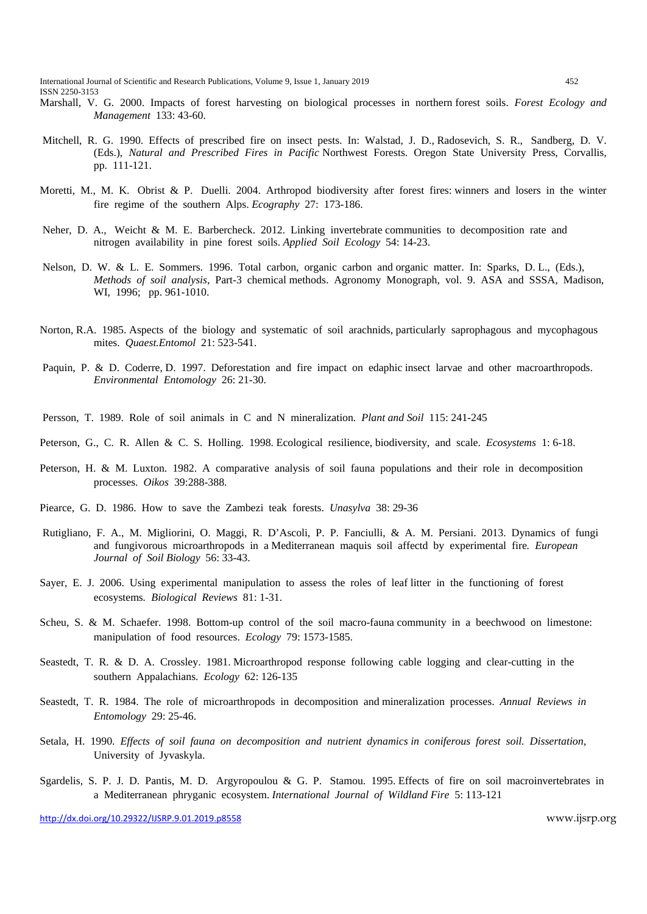Marshall, V. G. 2000. Impacts of forest harvesting on biological processes in northern forest soils. *Forest Ecology and Management* 133: 43-60.

Mitchell, R. G. 1990. Effects of prescribed fire on insect pests. In: Walstad, J. D., Radosevich, S. R., Sandberg, D. V. (Eds.), *Natural and Prescribed Fires in Pacific* Northwest Forests. Oregon State University Press, Corvallis, pp. 111-121.

Moretti, M., M. K. Obrist & P. Duelli. 2004. Arthropod biodiversity after forest fires: winners and losers in the winter fire regime of the southern Alps. *Ecography* 27: 173-186.

Neher, D. A., Weicht & M. E. Barbercheck. 2012. Linking invertebrate communities to decomposition rate and nitrogen availability in pine forest soils. *Applied Soil Ecology* 54: 14-23.

Nelson, D. W. & L. E. Sommers. 1996. Total carbon, organic carbon and organic matter. In: Sparks, D. L., (Eds.), *Methods of soil analysis*, Part-3 chemical methods. Agronomy Monograph, vol. 9. ASA and SSSA, Madison, WI, 1996; pp. 961-1010.

Norton, R.A. 1985. Aspects of the biology and systematic of soil arachnids, particularly saprophagous and mycophagous mites. *Quaest.Entomol* 21: 523-541.

Paquin, P. & D. Coderre, D. 1997. Deforestation and fire impact on edaphic insect larvae and other macroarthropods. *Environmental Entomology* 26: 21-30.

Persson, T. 1989. Role of soil animals in C and N mineralization. *Plant and Soil* 115: 241-245

Peterson, G., C. R. Allen & C. S. Holling. 1998. Ecological resilience, biodiversity, and scale. *Ecosystems* 1: 6-18.

Peterson, H. & M. Luxton. 1982. A comparative analysis of soil fauna populations and their role in decomposition processes. *Oikos* 39:288-388.

Piearce, G. D. 1986. How to save the Zambezi teak forests. *Unasylva* 38: 29-36

Rutigliano, F. A., M. Migliorini, O. Maggi, R. D'Ascoli, P. P. Fanciulli, & A. M. Persiani. 2013. Dynamics of fungi and fungivorous microarthropods in a Mediterranean maquis soil affectd by experimental fire. *European Journal of Soil Biology* 56: 33-43.

Sayer, E. J. 2006. Using experimental manipulation to assess the roles of leaf litter in the functioning of forest ecosystems. *Biological Reviews* 81: 1-31.

Scheu, S. & M. Schaefer. 1998. Bottom-up control of the soil macro-fauna community in a beechwood on limestone: manipulation of food resources. *Ecology* 79: 1573-1585.

Seastedt, T. R. & D. A. Crossley. 1981. Microarthropod response following cable logging and clear-cutting in the southern Appalachians. *Ecology* 62: 126-135

Seastedt, T. R. 1984. The role of microarthropods in decomposition and mineralization processes. *Annual Reviews in Entomology* 29: 25-46.

Setala, H. 1990. *Effects of soil fauna on decomposition and nutrient dynamics in coniferous forest soil. Dissertation*, University of Jyvaskyla.

Sgardelis, S. P. J. D. Pantis, M. D. Argyropoulou & G. P. Stamou. 1995. Effects of fire on soil macroinvertebrates in a Mediterranean phryganic ecosystem. *International Journal of Wildland Fire* 5: 113-121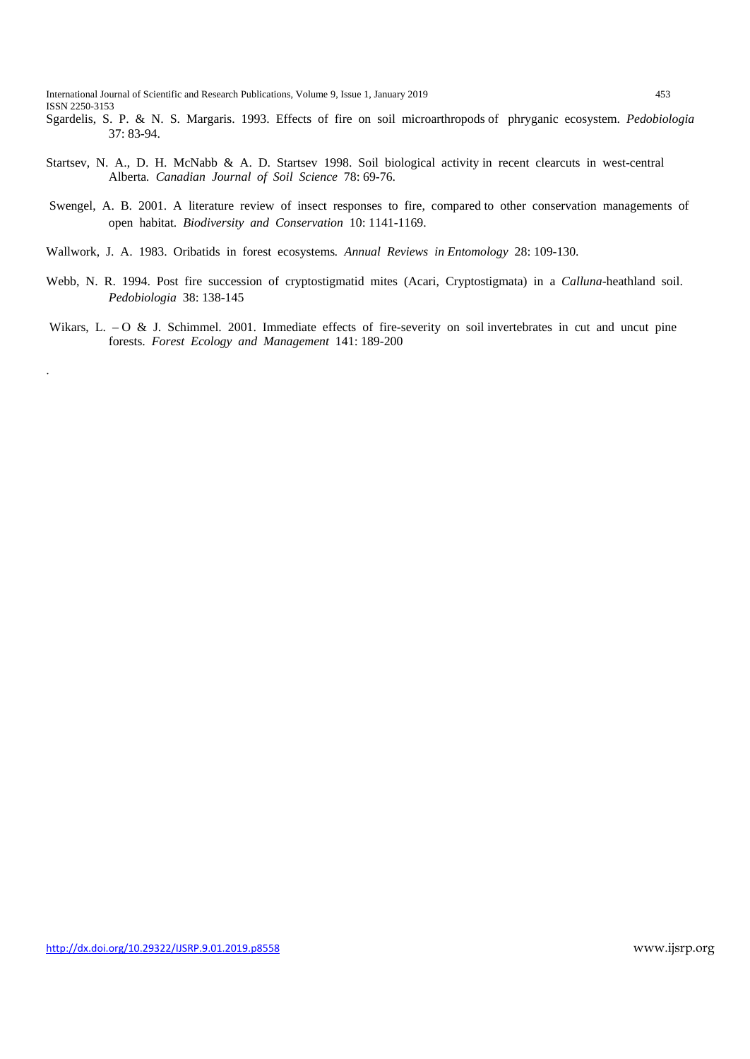Sgardelis, S. P. & N. S. Margaris. 1993. Effects of fire on soil microarthropods of phryganic ecosystem. *Pedobiologia* 37: 83-94.

Startsev, N. A., D. H. McNabb & A. D. Startsev 1998. Soil biological activity in recent clearcuts in west-central Alberta. *Canadian Journal of Soil Science* 78: 69-76.

Swengel, A. B. 2001. A literature review of insect responses to fire, compared to other conservation managements of open habitat. *Biodiversity and Conservation* 10: 1141-1169.

Wallwork, J. A. 1983. Oribatids in forest ecosystems. *Annual Reviews in Entomology* 28: 109-130.

Webb, N. R. 1994. Post fire succession of cryptostigmatid mites (Acari, Cryptostigmata) in a *Calluna*-heathland soil. *Pedobiologia* 38: 138-145

Wikars, L. – O & J. Schimmel. 2001. Immediate effects of fire-severity on soil invertebrates in cut and uncut pine forests. *Forest Ecology and Management* 141: 189-200

.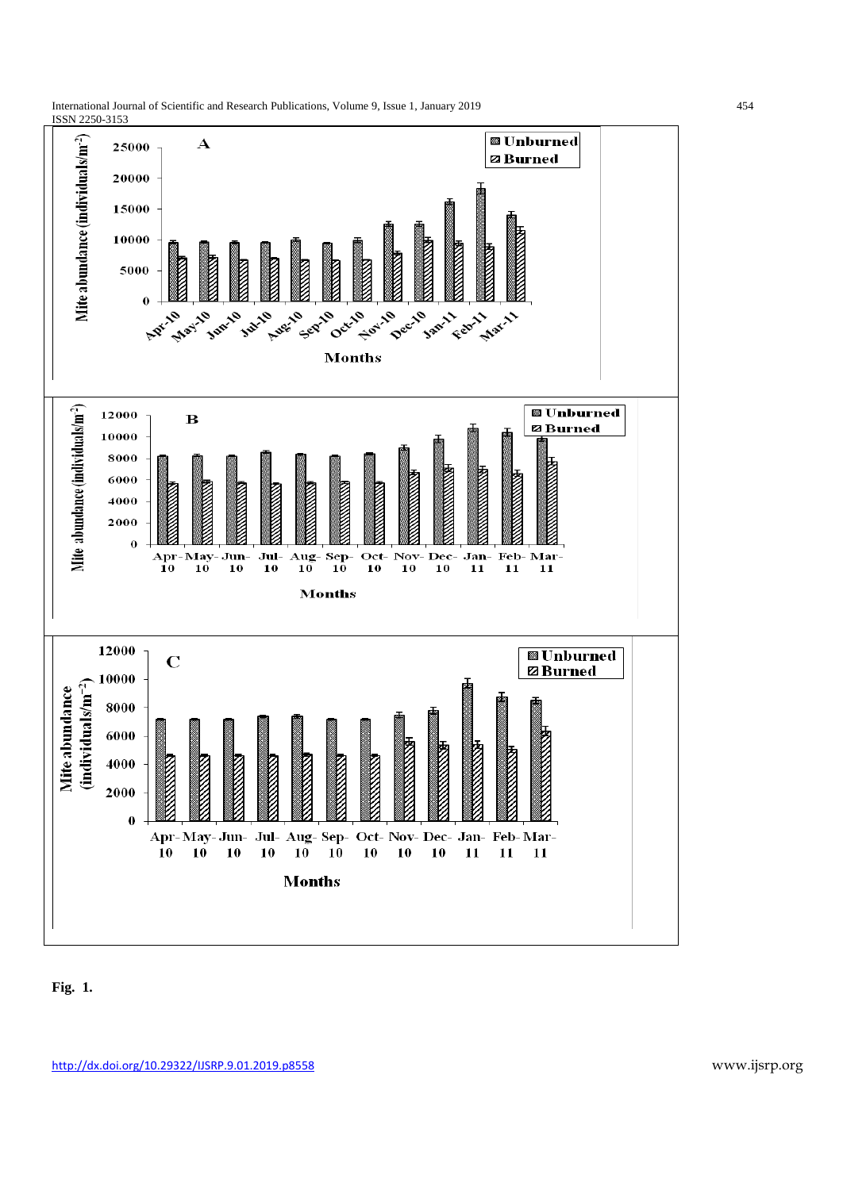A

Mite abundance (individuals/m$^{-2}$)

25000
20000
15000
10000
5000
0

Unburned
Burned

Apr-10 May-10 Jun-10 Jul-10 Aug-10 Sep-10 Oct-10 Nov-10 Dec-10 Jan-11 Feb-11 Mar-11

Months

B

Mite abundance (individuals/m$^{-2}$)

12000
10000
8000
6000
4000
2000
0

Unburned
Burned

Apr-10 May-10 Jun-10 Jul-10 Aug-10 Sep-10 Oct-10 Nov-10 Dec-10 Jan-11 Feb-11 Mar-11

Months

C

Mite abundance (individuals/m$^{-2}$)

12000
10000
8000
6000
4000
2000
0

Unburned
Burned

Apr-10 May-10 Jun-10 Jul-10 Aug-10 Sep-10 Oct-10 Nov-10 Dec-10 Jan-11 Feb-11 Mar-11

Months

**Fig. 1.**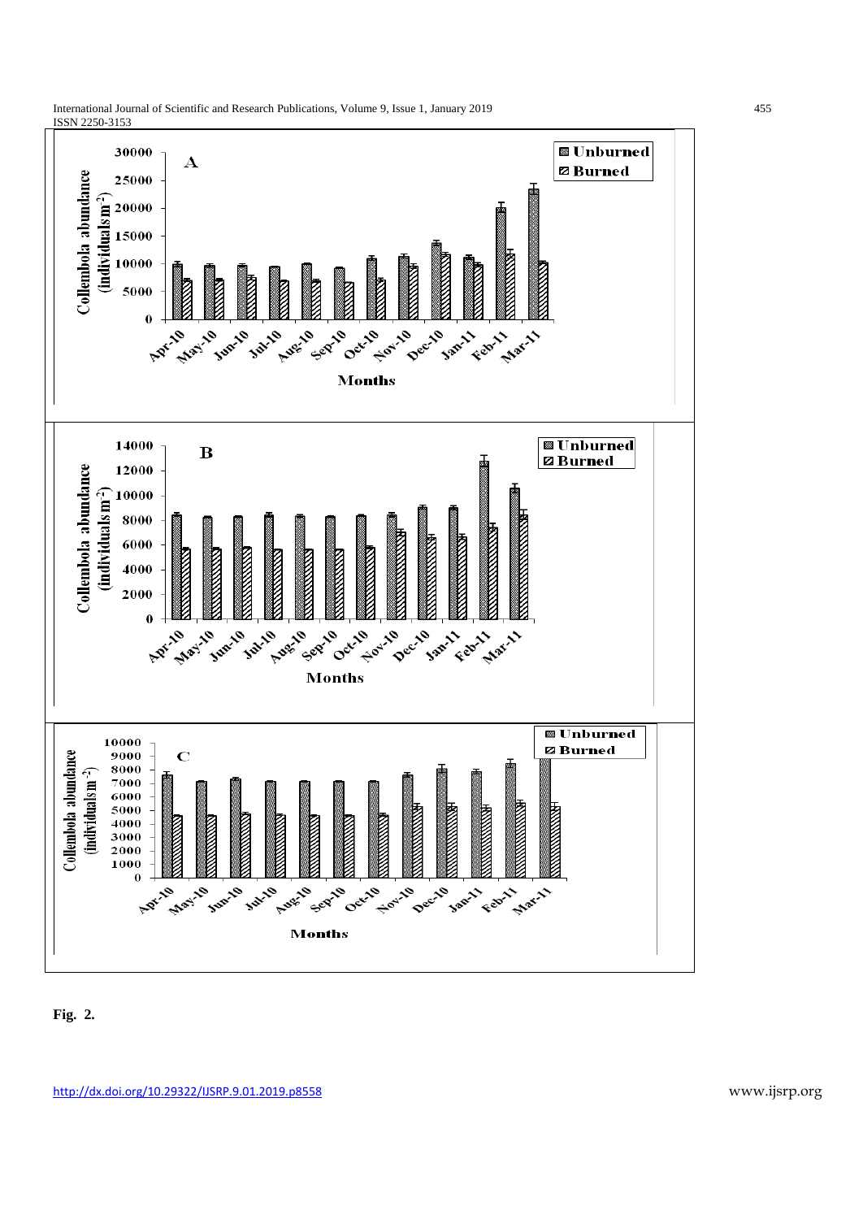A

Collembola abundance (individuals m-2)

30000
25000
20000
15000
10000
5000
0

Unburned
Burned

Apr-10 May-10 Jun-10 Jul-10 Aug-10 Sep-10 Oct-10 Nov-10 Dec-10 Jan-11 Feb-11 Mar-11

Months

B

Collembola abundance (individuals m-2)

14000
12000
10000
8000
6000
4000
2000
0

Unburned
Burned

Apr-10 May-10 Jun-10 Jul-10 Aug-10 Sep-10 Oct-10 Nov-10 Dec-10 Jan-11 Feb-11 Mar-11

Months

C

Collembola abundance (individuals m-2)

10000
9000
8000
7000
6000
5000
4000
3000
2000
1000
0

Unburned
Burned

Apr-10 May-10 Jun-10 Jul-10 Aug-10 Sep-10 Oct-10 Nov-10 Dec-10 Jan-11 Feb-11 Mar-11

Months

**Fig. 2.**

http://dx.doi.org/10.29322/IJSRP.9.01.2019.p8558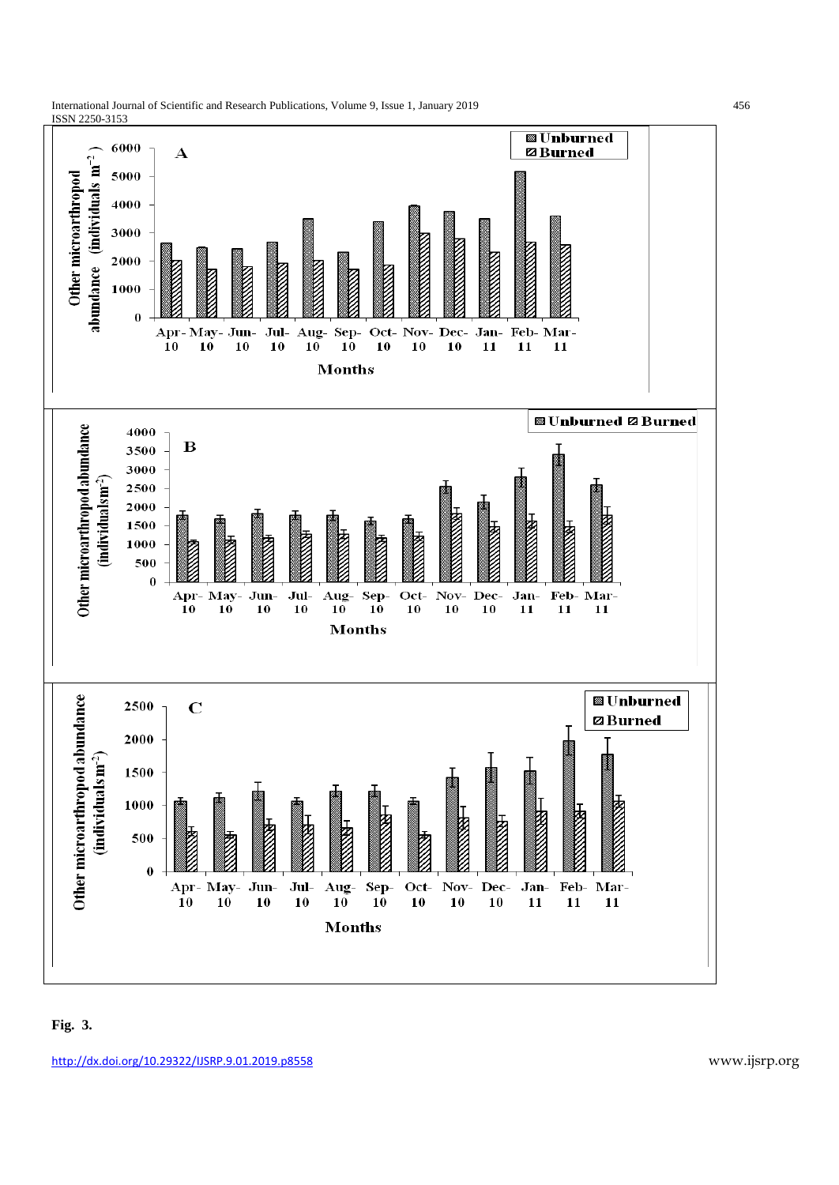A

Unburned
Burned

Other microarthropod abundance (individuals m$^{-2}$)

6000
5000
4000
3000
2000
1000
0

Apr-10 May-10 Jun-10 Jul-10 Aug-10 Sep-10 Oct-10 Nov-10 Dec-10 Jan-11 Feb-11 Mar-11

Months

B

Unburned Burned

Other microarthropod abundance (individuals m$^{-2}$)

4000
3500
3000
2500
2000
1500
1000
500
0

Apr-10 May-10 Jun-10 Jul-10 Aug-10 Sep-10 Oct-10 Nov-10 Dec-10 Jan-11 Feb-11 Mar-11

Months

C

Unburned
Burned

Other microarthropod abundance (individuals m$^{-2}$)

2500
2000
1500
1000
500
0

Apr-10 May-10 Jun-10 Jul-10 Aug-10 Sep-10 Oct-10 Nov-10 Dec-10 Jan-11 Feb-11 Mar-11

Months

**Fig. 3.**

http://dx.doi.org/10.29322/IJSRP.9.01.2019.p8558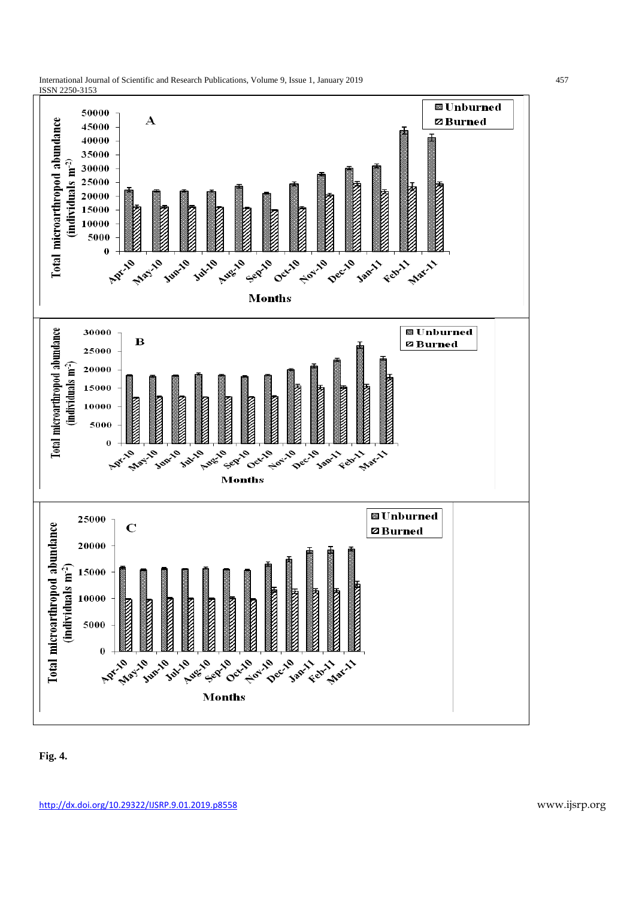A

Unburned

Burned

Total microarthropod abundance (individuals m$^{-2}$)

50000
45000
40000
35000
30000
25000
20000
15000
10000
5000
0

Apr-10 May-10 Jun-10 Jul-10 Aug-10 Sep-10 Oct-10 Nov-10 Dec-10 Jan-11 Feb-11 Mar-11

Months

B

Unburned

Burned

Total microarthropod abundance (individuals m$^{-2}$)

30000
25000
20000
15000
10000
5000
0

Apr-10 May-10 Jun-10 Jul-10 Aug-10 Sep-10 Oct-10 Nov-10 Dec-10 Jan-11 Feb-11 Mar-11

Months

C

Unburned

Burned

Total microarthropod abundance (individuals m$^{-2}$)

25000
20000
15000
10000
5000
0

Apr-10 May-10 Jun-10 Jul-10 Aug-10 Sep-10 Oct-10 Nov-10 Dec-10 Jan-11 Feb-11 Mar-11

Months

**Fig. 4.**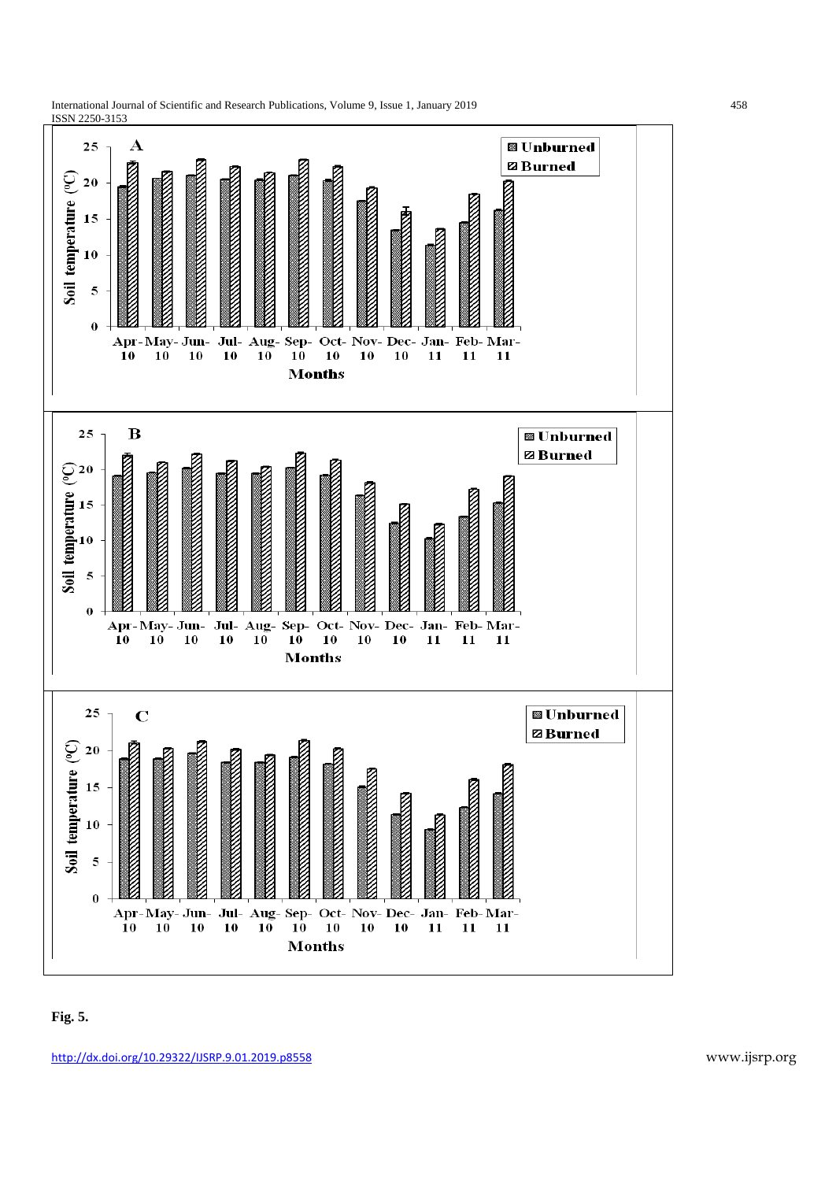A

Unburned
Burned

Soil temperature (ºC)

25
20
15
10
5
0

Apr-10 May-10 Jun-10 Jul-10 Aug-10 Sep-10 Oct-10 Nov-10 Dec-10 Jan-11 Feb-11 Mar-11

Months

B

Unburned
Burned

Soil temperature (ºC)

25
20
15
10
5
0

Apr-10 May-10 Jun-10 Jul-10 Aug-10 Sep-10 Oct-10 Nov-10 Dec-10 Jan-11 Feb-11 Mar-11

Months

C

Unburned
Burned

Soil temperature (ºC)

25
20
15
10
5
0

Apr-10 May-10 Jun-10 Jul-10 Aug-10 Sep-10 Oct-10 Nov-10 Dec-10 Jan-11 Feb-11 Mar-11

Months

**Fig. 5.**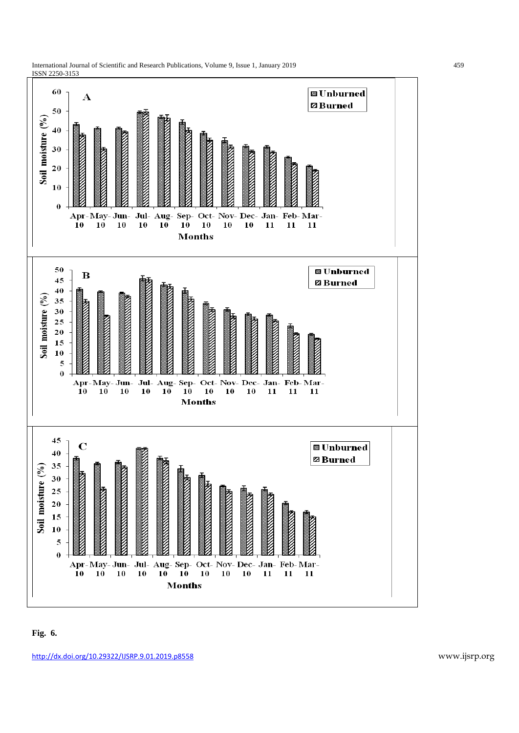A

60
50
40
30
20
10
0

Soil moisture (%)

Unburned
Burned

Apr-10 May-10 Jun-10 Jul-10 Aug-10 Sep-10 Oct-10 Nov-10 Dec-10 Jan-11 Feb-11 Mar-11

Months

B

50
45
40
35
30
25
20
15
10
5
0

Soil moisture (%)

Unburned
Burned

Apr-10 May-10 Jun-10 Jul-10 Aug-10 Sep-10 Oct-10 Nov-10 Dec-10 Jan-11 Feb-11 Mar-11

Months

C

45
40
35
30
25
20
15
10
5
0

Soil moisture (%)

Unburned
Burned

Apr-10 May-10 Jun-10 Jul-10 Aug-10 Sep-10 Oct-10 Nov-10 Dec-10 Jan-11 Feb-11 Mar-11

Months

**Fig. 6.**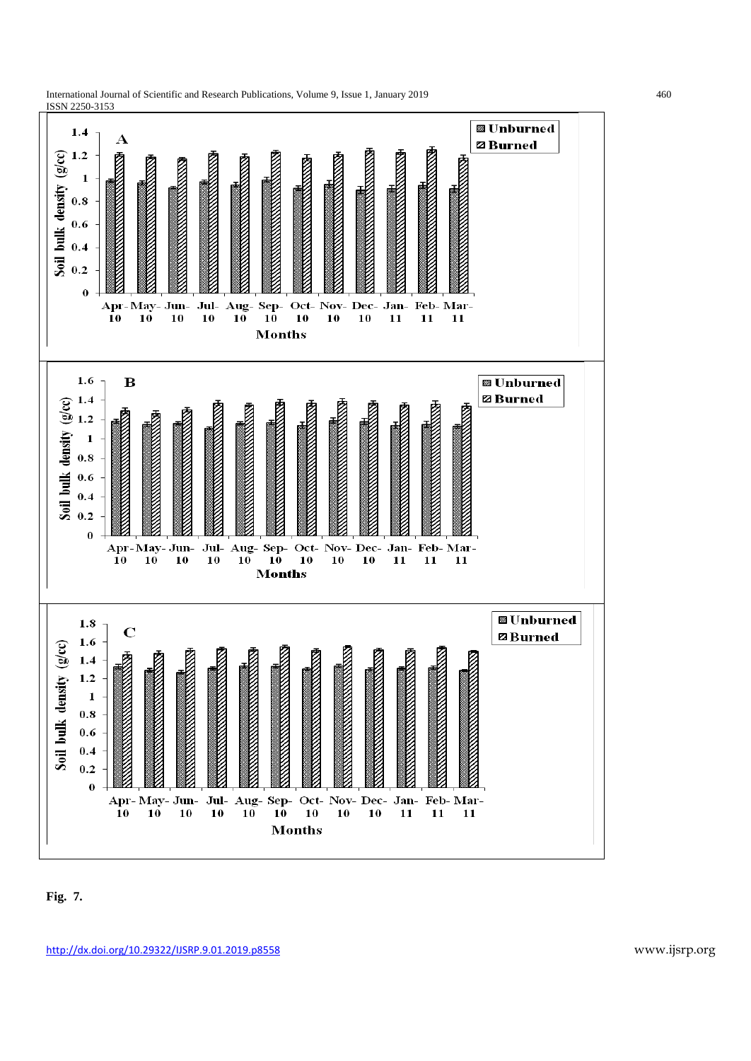**Fig. 7.**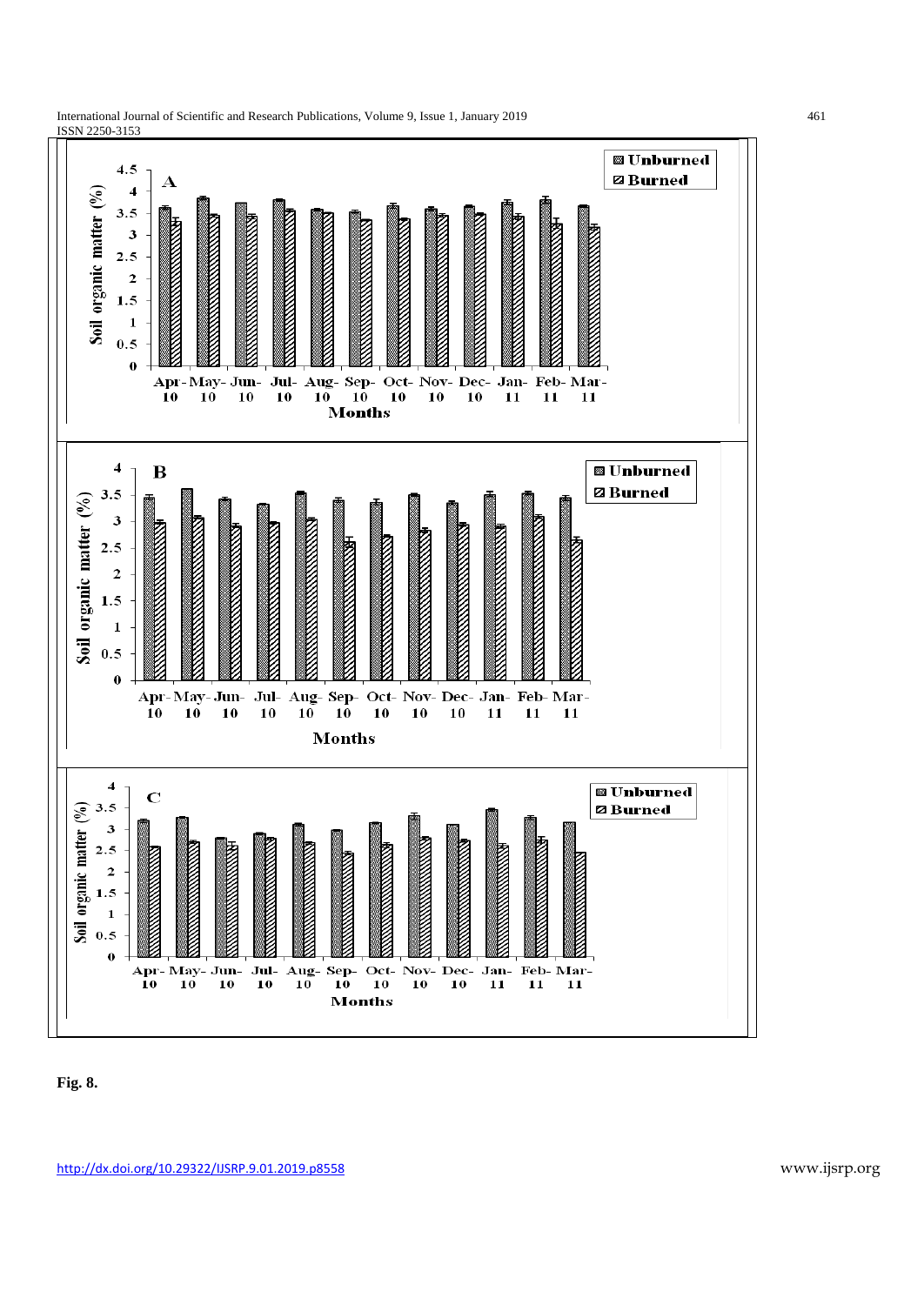A

Unburned

Burned

Soil organic matter (%)

4.5
4
3.5
3
2.5
2
1.5
1
0.5
0

Apr-10 May-10 Jun-10 Jul-10 Aug-10 Sep-10 Oct-10 Nov-10 Dec-10 Jan-11 Feb-11 Mar-11

Months

B

Unburned

Burned

Soil organic matter (%)

4
3.5
3
2.5
2
1.5
1
0.5
0

Apr-10 May-10 Jun-10 Jul-10 Aug-10 Sep-10 Oct-10 Nov-10 Dec-10 Jan-11 Feb-11 Mar-11

Months

C

Unburned

Burned

Soil organic matter (%)

4
3.5
3
2.5
2
1.5
1
0.5
0

Apr-10 May-10 Jun-10 Jul-10 Aug-10 Sep-10 Oct-10 Nov-10 Dec-10 Jan-11 Feb-11 Mar-11

Months

**Fig. 8.**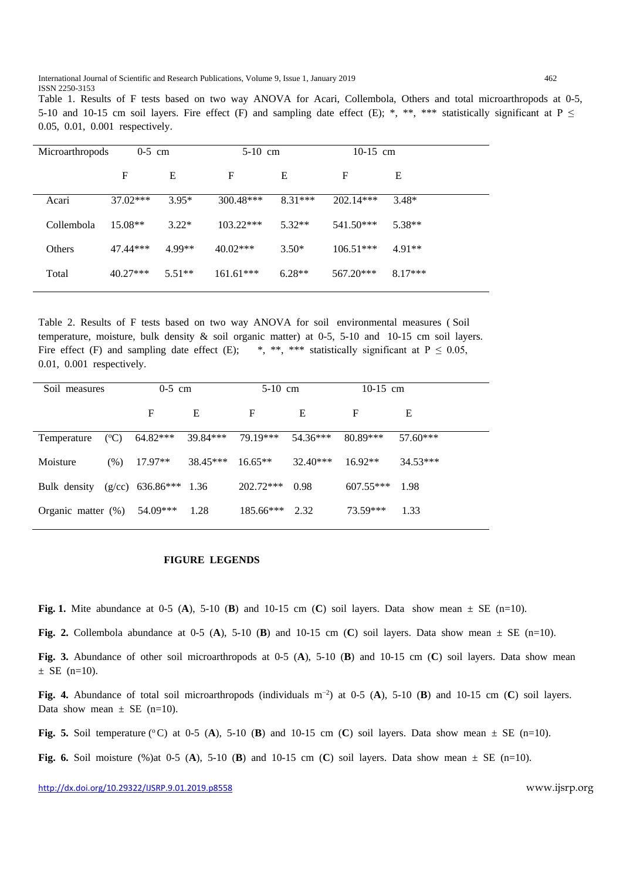Table 1. Results of F tests based on two way ANOVA for Acari, Collembola, Others and total microarthropods at 0-5, 5-10 and 10-15 cm soil layers. Fire effect (F) and sampling date effect (E); \*, \*\*, \*\*\* statistically significant at $P \leq 0.05$, 0.01, 0.001 respectively.

| Microarthropods | 0-5 cm | | 5-10 cm | | 10-15 cm | |
|---|---|---|---|---|---|---|
| | F | E | F | E | F | E |
| Acari | 37.02*** | 3.95* | 300.48*** | 8.31*** | 202.14*** | 3.48* |
| Collembola | 15.08** | 3.22* | 103.22*** | 5.32** | 541.50*** | 5.38** |
| Others | 47.44*** | 4.99** | 40.02*** | 3.50* | 106.51*** | 4.91** |
| Total | 40.27*** | 5.51** | 161.61*** | 6.28** | 567.20*** | 8.17*** |

Table 2. Results of F tests based on two way ANOVA for soil environmental measures ( Soil temperature, moisture, bulk density & soil organic matter) at 0-5, 5-10 and 10-15 cm soil layers. Fire effect (F) and sampling date effect (E); \*, \*\*, \*\*\* statistically significant at $P \leq 0.05$, 0.01, 0.001 respectively.

| Soil measures | 0-5 cm | | 5-10 cm | | 10-15 cm | |
|---|---|---|---|---|---|---|
| | F | E | F | E | F | E |
| Temperature (°C) | 64.82*** | 39.84*** | 79.19*** | 54.36*** | 80.89*** | 57.60*** |
| Moisture (%) | 17.97** | 38.45*** | 16.65** | 32.40*** | 16.92** | 34.53*** |
| Bulk density (g/cc) | 636.86*** | 1.36 | 202.72*** | 0.98 | 607.55*** | 1.98 |
| Organic matter (%) | 54.09*** | 1.28 | 185.66*** | 2.32 | 73.59*** | 1.33 |

## FIGURE LEGENDS

**Fig. 1.** Mite abundance at 0-5 (**A**), 5-10 (**B**) and 10-15 cm (**C**) soil layers. Data show mean ± SE (n=10).

**Fig. 2.** Collembola abundance at 0-5 (**A**), 5-10 (**B**) and 10-15 cm (**C**) soil layers. Data show mean ± SE (n=10).

**Fig. 3.** Abundance of other soil microarthropods at 0-5 (**A**), 5-10 (**B**) and 10-15 cm (**C**) soil layers. Data show mean ± SE (n=10).

**Fig. 4.** Abundance of total soil microarthropods (individuals $m^{-2}$) at 0-5 (**A**), 5-10 (**B**) and 10-15 cm (**C**) soil layers. Data show mean ± SE (n=10).

**Fig. 5.** Soil temperature (°C) at 0-5 (**A**), 5-10 (**B**) and 10-15 cm (**C**) soil layers. Data show mean ± SE (n=10).

**Fig. 6.** Soil moisture (%)at 0-5 (**A**), 5-10 (**B**) and 10-15 cm (**C**) soil layers. Data show mean ± SE (n=10).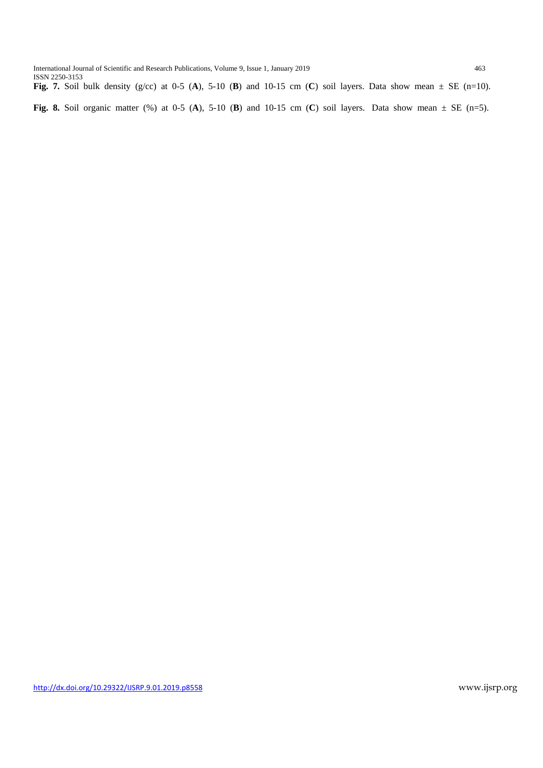**Fig. 7.** Soil bulk density (g/cc) at 0-5 (**A**), 5-10 (**B**) and 10-15 cm (**C**) soil layers. Data show mean ± SE (n=10).

**Fig. 8.** Soil organic matter (%) at 0-5 (**A**), 5-10 (**B**) and 10-15 cm (**C**) soil layers. Data show mean ± SE (n=5).